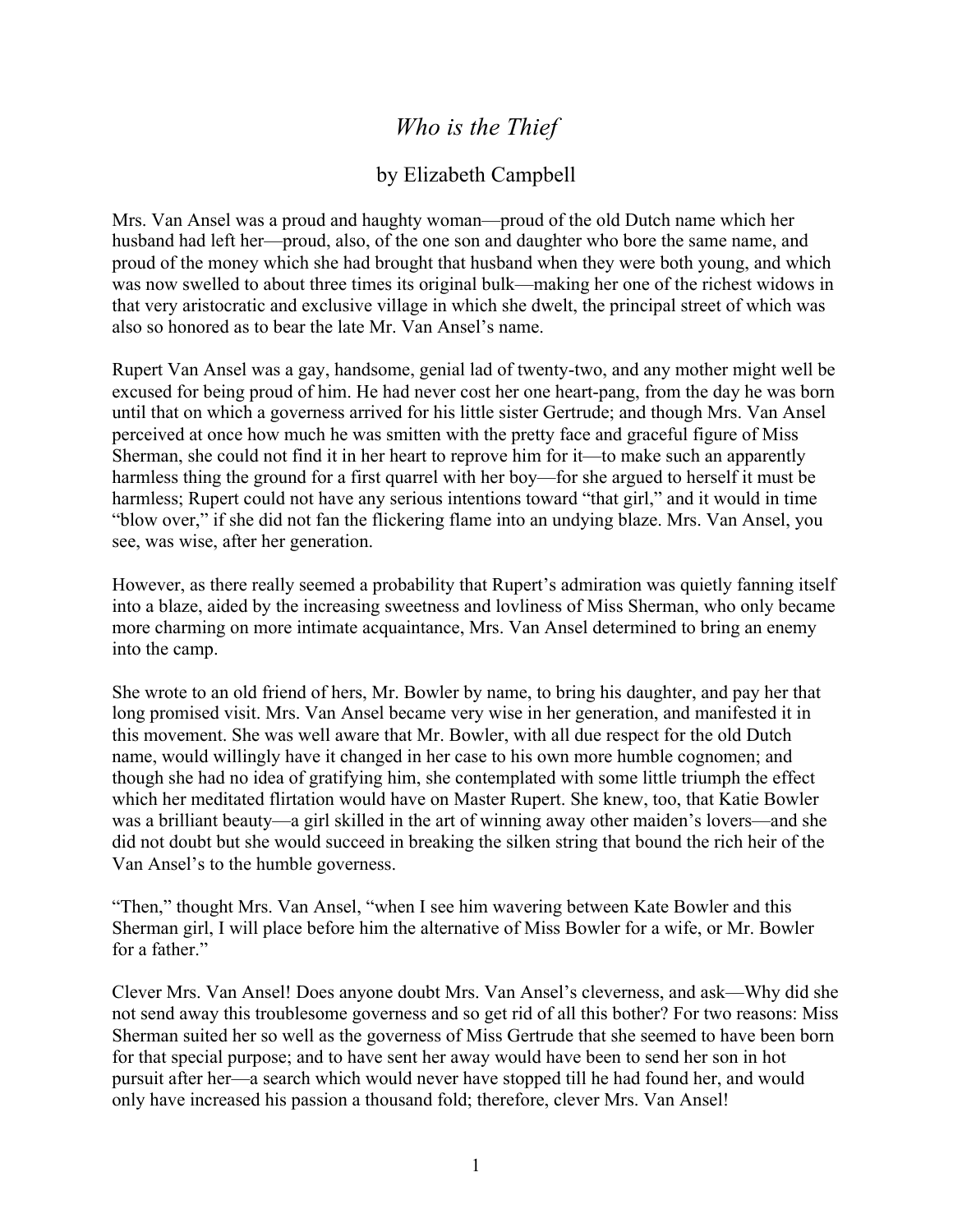# *Who is the Thief*

## by Elizabeth Campbell

Mrs. Van Ansel was a proud and haughty woman—proud of the old Dutch name which her husband had left her—proud, also, of the one son and daughter who bore the same name, and proud of the money which she had brought that husband when they were both young, and which was now swelled to about three times its original bulk—making her one of the richest widows in that very aristocratic and exclusive village in which she dwelt, the principal street of which was also so honored as to bear the late Mr. Van Ansel's name.

Rupert Van Ansel was a gay, handsome, genial lad of twenty-two, and any mother might well be excused for being proud of him. He had never cost her one heart-pang, from the day he was born until that on which a governess arrived for his little sister Gertrude; and though Mrs. Van Ansel perceived at once how much he was smitten with the pretty face and graceful figure of Miss Sherman, she could not find it in her heart to reprove him for it—to make such an apparently harmless thing the ground for a first quarrel with her boy—for she argued to herself it must be harmless; Rupert could not have any serious intentions toward "that girl," and it would in time "blow over," if she did not fan the flickering flame into an undying blaze. Mrs. Van Ansel, you see, was wise, after her generation.

However, as there really seemed a probability that Rupert's admiration was quietly fanning itself into a blaze, aided by the increasing sweetness and lovliness of Miss Sherman, who only became more charming on more intimate acquaintance, Mrs. Van Ansel determined to bring an enemy into the camp.

She wrote to an old friend of hers, Mr. Bowler by name, to bring his daughter, and pay her that long promised visit. Mrs. Van Ansel became very wise in her generation, and manifested it in this movement. She was well aware that Mr. Bowler, with all due respect for the old Dutch name, would willingly have it changed in her case to his own more humble cognomen; and though she had no idea of gratifying him, she contemplated with some little triumph the effect which her meditated flirtation would have on Master Rupert. She knew, too, that Katie Bowler was a brilliant beauty—a girl skilled in the art of winning away other maiden's lovers—and she did not doubt but she would succeed in breaking the silken string that bound the rich heir of the Van Ansel's to the humble governess.

"Then," thought Mrs. Van Ansel, "when I see him wavering between Kate Bowler and this Sherman girl, I will place before him the alternative of Miss Bowler for a wife, or Mr. Bowler for a father."

Clever Mrs. Van Ansel! Does anyone doubt Mrs. Van Ansel's cleverness, and ask—Why did she not send away this troublesome governess and so get rid of all this bother? For two reasons: Miss Sherman suited her so well as the governess of Miss Gertrude that she seemed to have been born for that special purpose; and to have sent her away would have been to send her son in hot pursuit after her—a search which would never have stopped till he had found her, and would only have increased his passion a thousand fold; therefore, clever Mrs. Van Ansel!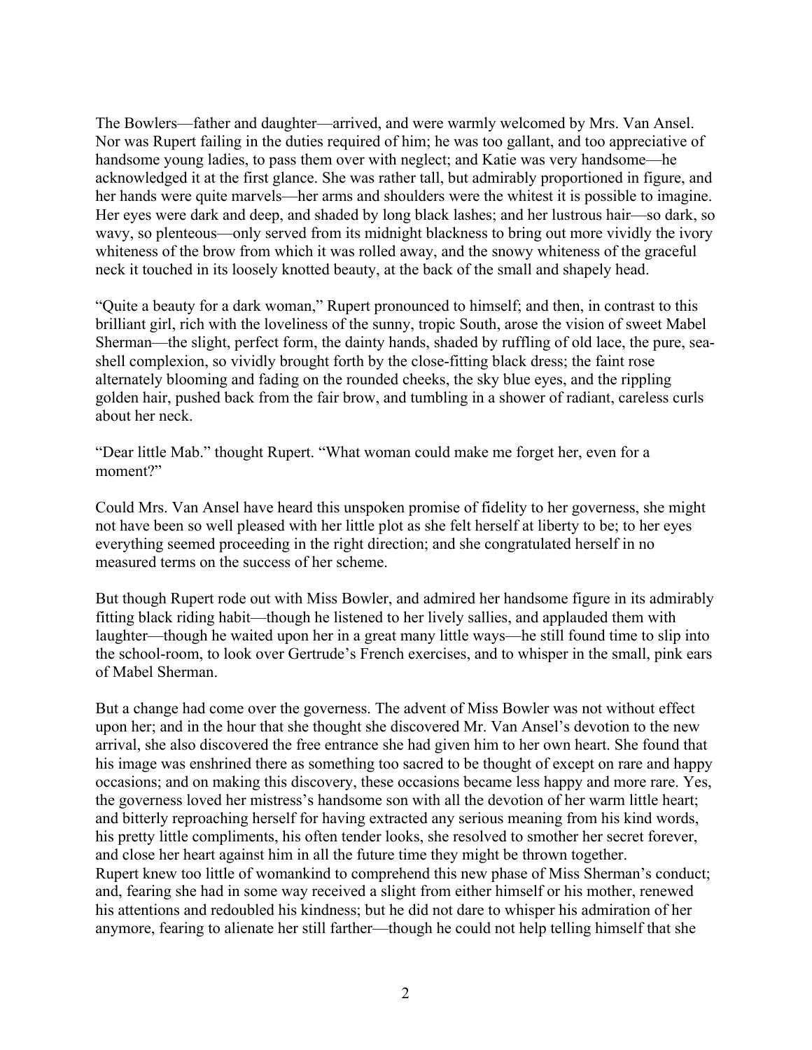The Bowlers—father and daughter—arrived, and were warmly welcomed by Mrs. Van Ansel. Nor was Rupert failing in the duties required of him; he was too gallant, and too appreciative of handsome young ladies, to pass them over with neglect; and Katie was very handsome—he acknowledged it at the first glance. She was rather tall, but admirably proportioned in figure, and her hands were quite marvels—her arms and shoulders were the whitest it is possible to imagine. Her eyes were dark and deep, and shaded by long black lashes; and her lustrous hair—so dark, so wavy, so plenteous—only served from its midnight blackness to bring out more vividly the ivory whiteness of the brow from which it was rolled away, and the snowy whiteness of the graceful neck it touched in its loosely knotted beauty, at the back of the small and shapely head.

"Quite a beauty for a dark woman," Rupert pronounced to himself; and then, in contrast to this brilliant girl, rich with the loveliness of the sunny, tropic South, arose the vision of sweet Mabel Sherman—the slight, perfect form, the dainty hands, shaded by ruffling of old lace, the pure, sea-shell complexion, so vividly brought forth by the close-fitting black dress; the faint rose alternately blooming and fading on the rounded cheeks, the sky blue eyes, and the rippling golden hair, pushed back from the fair brow, and tumbling in a shower of radiant, careless curls about her neck.

"Dear little Mab." thought Rupert. "What woman could make me forget her, even for a moment?"

Could Mrs. Van Ansel have heard this unspoken promise of fidelity to her governess, she might not have been so well pleased with her little plot as she felt herself at liberty to be; to her eyes everything seemed proceeding in the right direction; and she congratulated herself in no measured terms on the success of her scheme.

But though Rupert rode out with Miss Bowler, and admired her handsome figure in its admirably fitting black riding habit—though he listened to her lively sallies, and applauded them with laughter—though he waited upon her in a great many little ways—he still found time to slip into the school-room, to look over Gertrude's French exercises, and to whisper in the small, pink ears of Mabel Sherman.

But a change had come over the governess. The advent of Miss Bowler was not without effect upon her; and in the hour that she thought she discovered Mr. Van Ansel's devotion to the new arrival, she also discovered the free entrance she had given him to her own heart. She found that his image was enshrined there as something too sacred to be thought of except on rare and happy occasions; and on making this discovery, these occasions became less happy and more rare. Yes, the governess loved her mistress's handsome son with all the devotion of her warm little heart; and bitterly reproaching herself for having extracted any serious meaning from his kind words, his pretty little compliments, his often tender looks, she resolved to smother her secret forever, and close her heart against him in all the future time they might be thrown together.

Rupert knew too little of womankind to comprehend this new phase of Miss Sherman's conduct; and, fearing she had in some way received a slight from either himself or his mother, renewed his attentions and redoubled his kindness; but he did not dare to whisper his admiration of her anymore, fearing to alienate her still farther—though he could not help telling himself that she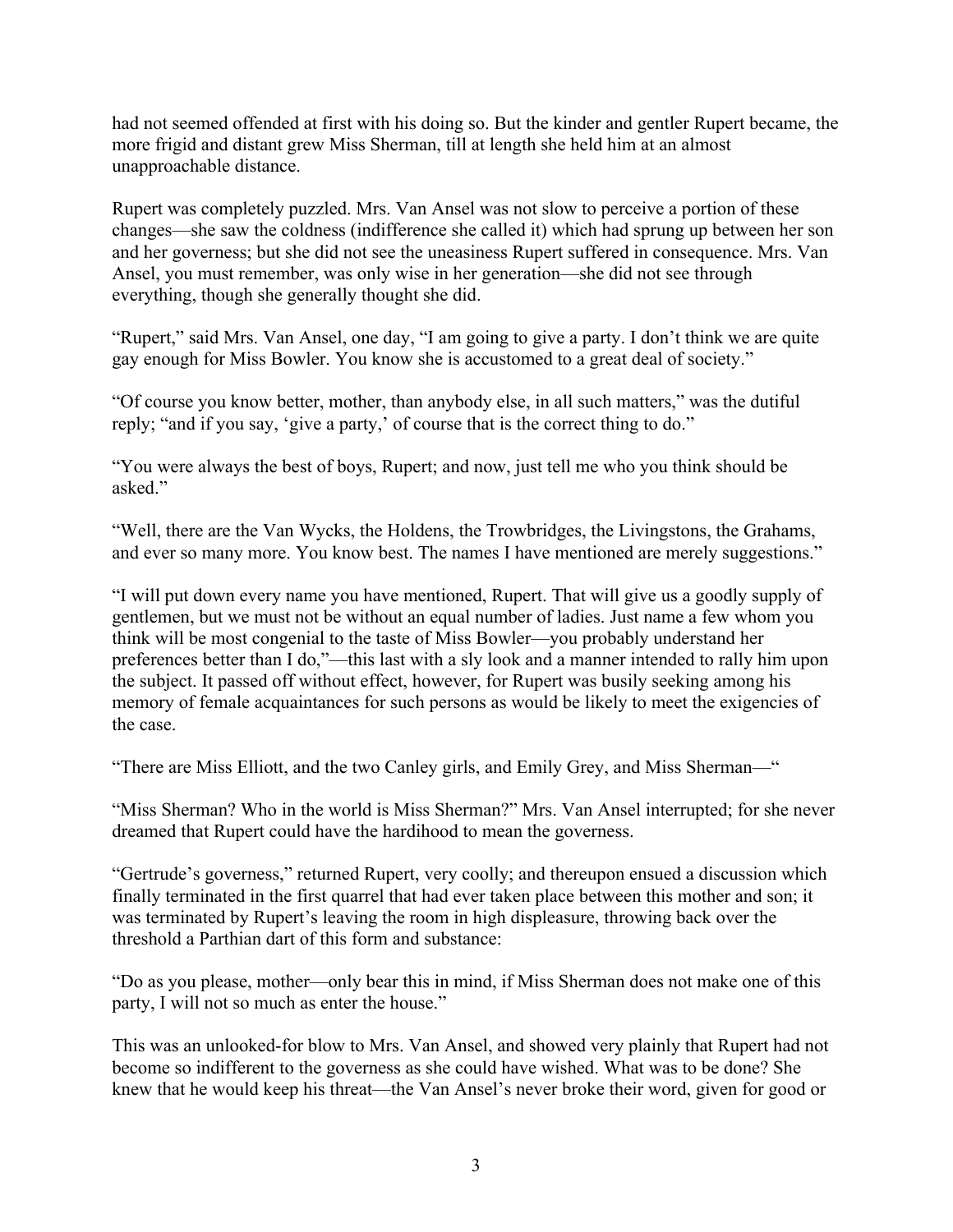had not seemed offended at first with his doing so. But the kinder and gentler Rupert became, the more frigid and distant grew Miss Sherman, till at length she held him at an almost unapproachable distance.

Rupert was completely puzzled. Mrs. Van Ansel was not slow to perceive a portion of these changes—she saw the coldness (indifference she called it) which had sprung up between her son and her governess; but she did not see the uneasiness Rupert suffered in consequence. Mrs. Van Ansel, you must remember, was only wise in her generation—she did not see through everything, though she generally thought she did.

"Rupert," said Mrs. Van Ansel, one day, "I am going to give a party. I don't think we are quite gay enough for Miss Bowler. You know she is accustomed to a great deal of society."

"Of course you know better, mother, than anybody else, in all such matters," was the dutiful reply; "and if you say, 'give a party,' of course that is the correct thing to do."

"You were always the best of boys, Rupert; and now, just tell me who you think should be asked."

"Well, there are the Van Wycks, the Holdens, the Trowbridges, the Livingstons, the Grahams, and ever so many more. You know best. The names I have mentioned are merely suggestions."

"I will put down every name you have mentioned, Rupert. That will give us a goodly supply of gentlemen, but we must not be without an equal number of ladies. Just name a few whom you think will be most congenial to the taste of Miss Bowler—you probably understand her preferences better than I do,"—this last with a sly look and a manner intended to rally him upon the subject. It passed off without effect, however, for Rupert was busily seeking among his memory of female acquaintances for such persons as would be likely to meet the exigencies of the case.

"There are Miss Elliott, and the two Canley girls, and Emily Grey, and Miss Sherman—"

"Miss Sherman? Who in the world is Miss Sherman?" Mrs. Van Ansel interrupted; for she never dreamed that Rupert could have the hardihood to mean the governess.

"Gertrude's governess," returned Rupert, very coolly; and thereupon ensued a discussion which finally terminated in the first quarrel that had ever taken place between this mother and son; it was terminated by Rupert's leaving the room in high displeasure, throwing back over the threshold a Parthian dart of this form and substance:

"Do as you please, mother—only bear this in mind, if Miss Sherman does not make one of this party, I will not so much as enter the house."

This was an unlooked-for blow to Mrs. Van Ansel, and showed very plainly that Rupert had not become so indifferent to the governess as she could have wished. What was to be done? She knew that he would keep his threat—the Van Ansel's never broke their word, given for good or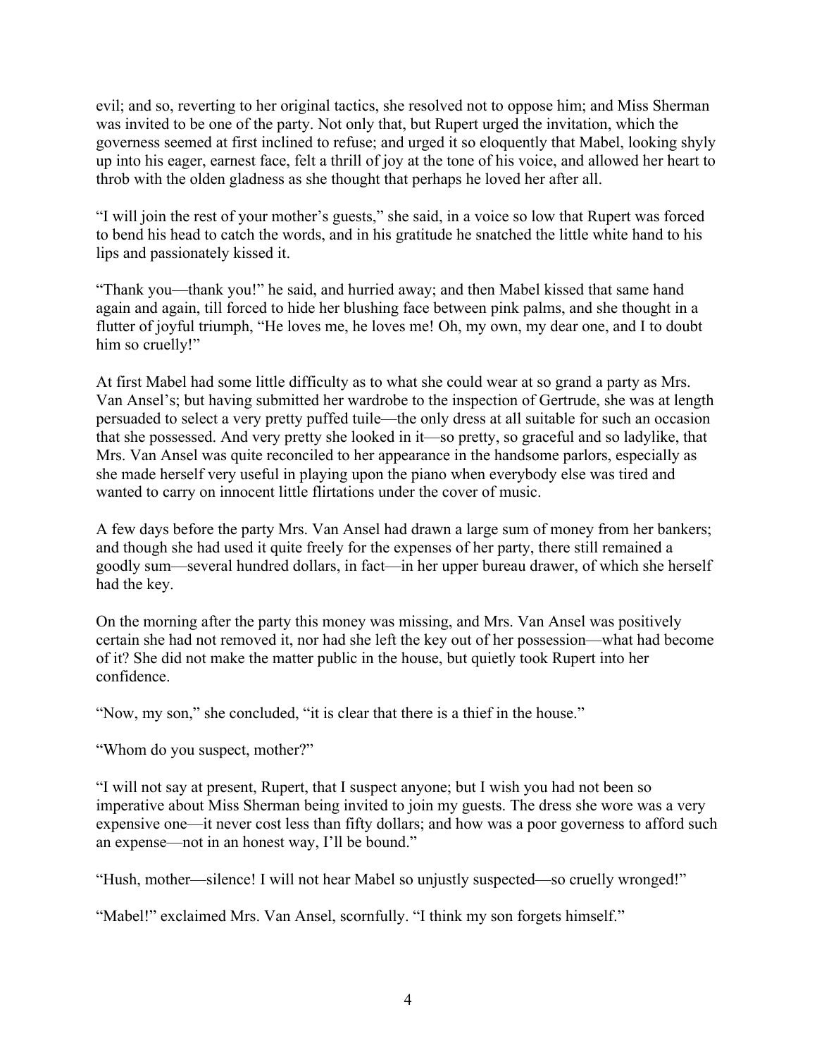evil; and so, reverting to her original tactics, she resolved not to oppose him; and Miss Sherman was invited to be one of the party. Not only that, but Rupert urged the invitation, which the governess seemed at first inclined to refuse; and urged it so eloquently that Mabel, looking shyly up into his eager, earnest face, felt a thrill of joy at the tone of his voice, and allowed her heart to throb with the olden gladness as she thought that perhaps he loved her after all.

"I will join the rest of your mother's guests," she said, in a voice so low that Rupert was forced to bend his head to catch the words, and in his gratitude he snatched the little white hand to his lips and passionately kissed it.

"Thank you—thank you!" he said, and hurried away; and then Mabel kissed that same hand again and again, till forced to hide her blushing face between pink palms, and she thought in a flutter of joyful triumph, "He loves me, he loves me! Oh, my own, my dear one, and I to doubt him so cruelly!"

At first Mabel had some little difficulty as to what she could wear at so grand a party as Mrs. Van Ansel's; but having submitted her wardrobe to the inspection of Gertrude, she was at length persuaded to select a very pretty puffed tuile—the only dress at all suitable for such an occasion that she possessed. And very pretty she looked in it—so pretty, so graceful and so ladylike, that Mrs. Van Ansel was quite reconciled to her appearance in the handsome parlors, especially as she made herself very useful in playing upon the piano when everybody else was tired and wanted to carry on innocent little flirtations under the cover of music.

A few days before the party Mrs. Van Ansel had drawn a large sum of money from her bankers; and though she had used it quite freely for the expenses of her party, there still remained a goodly sum—several hundred dollars, in fact—in her upper bureau drawer, of which she herself had the key.

On the morning after the party this money was missing, and Mrs. Van Ansel was positively certain she had not removed it, nor had she left the key out of her possession—what had become of it? She did not make the matter public in the house, but quietly took Rupert into her confidence.

"Now, my son," she concluded, "it is clear that there is a thief in the house."

"Whom do you suspect, mother?"

"I will not say at present, Rupert, that I suspect anyone; but I wish you had not been so imperative about Miss Sherman being invited to join my guests. The dress she wore was a very expensive one—it never cost less than fifty dollars; and how was a poor governess to afford such an expense—not in an honest way, I'll be bound."

"Hush, mother—silence! I will not hear Mabel so unjustly suspected—so cruelly wronged!"

"Mabel!" exclaimed Mrs. Van Ansel, scornfully. "I think my son forgets himself."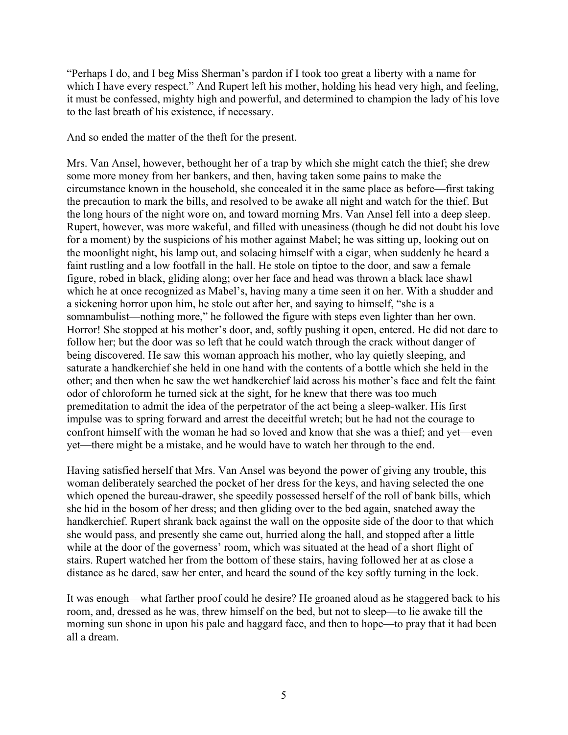"Perhaps I do, and I beg Miss Sherman's pardon if I took too great a liberty with a name for which I have every respect." And Rupert left his mother, holding his head very high, and feeling, it must be confessed, mighty high and powerful, and determined to champion the lady of his love to the last breath of his existence, if necessary.

And so ended the matter of the theft for the present.

Mrs. Van Ansel, however, bethought her of a trap by which she might catch the thief; she drew some more money from her bankers, and then, having taken some pains to make the circumstance known in the household, she concealed it in the same place as before—first taking the precaution to mark the bills, and resolved to be awake all night and watch for the thief. But the long hours of the night wore on, and toward morning Mrs. Van Ansel fell into a deep sleep. Rupert, however, was more wakeful, and filled with uneasiness (though he did not doubt his love for a moment) by the suspicions of his mother against Mabel; he was sitting up, looking out on the moonlight night, his lamp out, and solacing himself with a cigar, when suddenly he heard a faint rustling and a low footfall in the hall. He stole on tiptoe to the door, and saw a female figure, robed in black, gliding along; over her face and head was thrown a black lace shawl which he at once recognized as Mabel's, having many a time seen it on her. With a shudder and a sickening horror upon him, he stole out after her, and saying to himself, "she is a somnambulist—nothing more," he followed the figure with steps even lighter than her own. Horror! She stopped at his mother's door, and, softly pushing it open, entered. He did not dare to follow her; but the door was so left that he could watch through the crack without danger of being discovered. He saw this woman approach his mother, who lay quietly sleeping, and saturate a handkerchief she held in one hand with the contents of a bottle which she held in the other; and then when he saw the wet handkerchief laid across his mother's face and felt the faint odor of chloroform he turned sick at the sight, for he knew that there was too much premeditation to admit the idea of the perpetrator of the act being a sleep-walker. His first impulse was to spring forward and arrest the deceitful wretch; but he had not the courage to confront himself with the woman he had so loved and know that she was a thief; and yet—even yet—there might be a mistake, and he would have to watch her through to the end.

Having satisfied herself that Mrs. Van Ansel was beyond the power of giving any trouble, this woman deliberately searched the pocket of her dress for the keys, and having selected the one which opened the bureau-drawer, she speedily possessed herself of the roll of bank bills, which she hid in the bosom of her dress; and then gliding over to the bed again, snatched away the handkerchief. Rupert shrank back against the wall on the opposite side of the door to that which she would pass, and presently she came out, hurried along the hall, and stopped after a little while at the door of the governess' room, which was situated at the head of a short flight of stairs. Rupert watched her from the bottom of these stairs, having followed her at as close a distance as he dared, saw her enter, and heard the sound of the key softly turning in the lock.

It was enough—what farther proof could he desire? He groaned aloud as he staggered back to his room, and, dressed as he was, threw himself on the bed, but not to sleep—to lie awake till the morning sun shone in upon his pale and haggard face, and then to hope—to pray that it had been all a dream.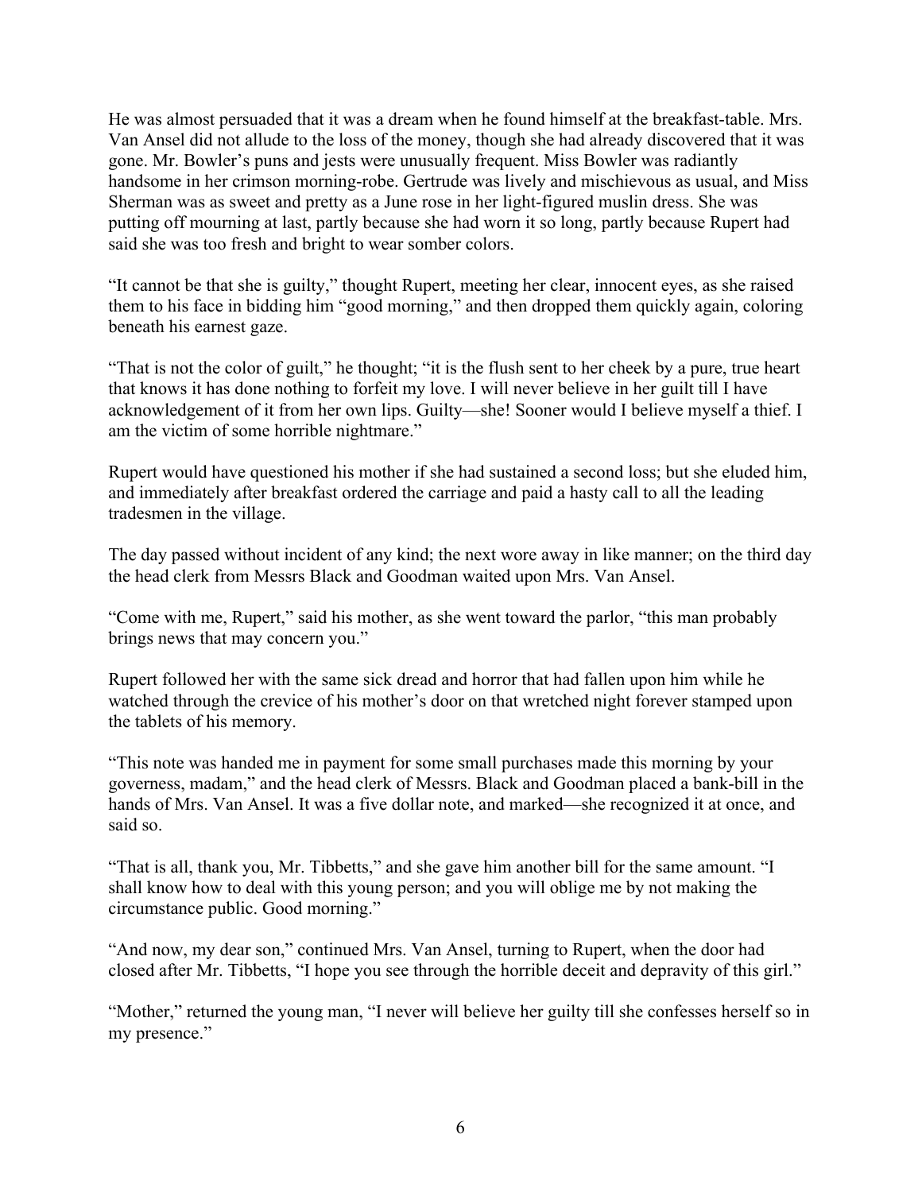He was almost persuaded that it was a dream when he found himself at the breakfast-table. Mrs. Van Ansel did not allude to the loss of the money, though she had already discovered that it was gone. Mr. Bowler's puns and jests were unusually frequent. Miss Bowler was radiantly handsome in her crimson morning-robe. Gertrude was lively and mischievous as usual, and Miss Sherman was as sweet and pretty as a June rose in her light-figured muslin dress. She was putting off mourning at last, partly because she had worn it so long, partly because Rupert had said she was too fresh and bright to wear somber colors.

"It cannot be that she is guilty," thought Rupert, meeting her clear, innocent eyes, as she raised them to his face in bidding him "good morning," and then dropped them quickly again, coloring beneath his earnest gaze.

"That is not the color of guilt," he thought; "it is the flush sent to her cheek by a pure, true heart that knows it has done nothing to forfeit my love. I will never believe in her guilt till I have acknowledgement of it from her own lips. Guilty—she! Sooner would I believe myself a thief. I am the victim of some horrible nightmare."

Rupert would have questioned his mother if she had sustained a second loss; but she eluded him, and immediately after breakfast ordered the carriage and paid a hasty call to all the leading tradesmen in the village.

The day passed without incident of any kind; the next wore away in like manner; on the third day the head clerk from Messrs Black and Goodman waited upon Mrs. Van Ansel.

"Come with me, Rupert," said his mother, as she went toward the parlor, "this man probably brings news that may concern you."

Rupert followed her with the same sick dread and horror that had fallen upon him while he watched through the crevice of his mother's door on that wretched night forever stamped upon the tablets of his memory.

"This note was handed me in payment for some small purchases made this morning by your governess, madam," and the head clerk of Messrs. Black and Goodman placed a bank-bill in the hands of Mrs. Van Ansel. It was a five dollar note, and marked—she recognized it at once, and said so.

"That is all, thank you, Mr. Tibbetts," and she gave him another bill for the same amount. "I shall know how to deal with this young person; and you will oblige me by not making the circumstance public. Good morning."

"And now, my dear son," continued Mrs. Van Ansel, turning to Rupert, when the door had closed after Mr. Tibbetts, "I hope you see through the horrible deceit and depravity of this girl."

"Mother," returned the young man, "I never will believe her guilty till she confesses herself so in my presence."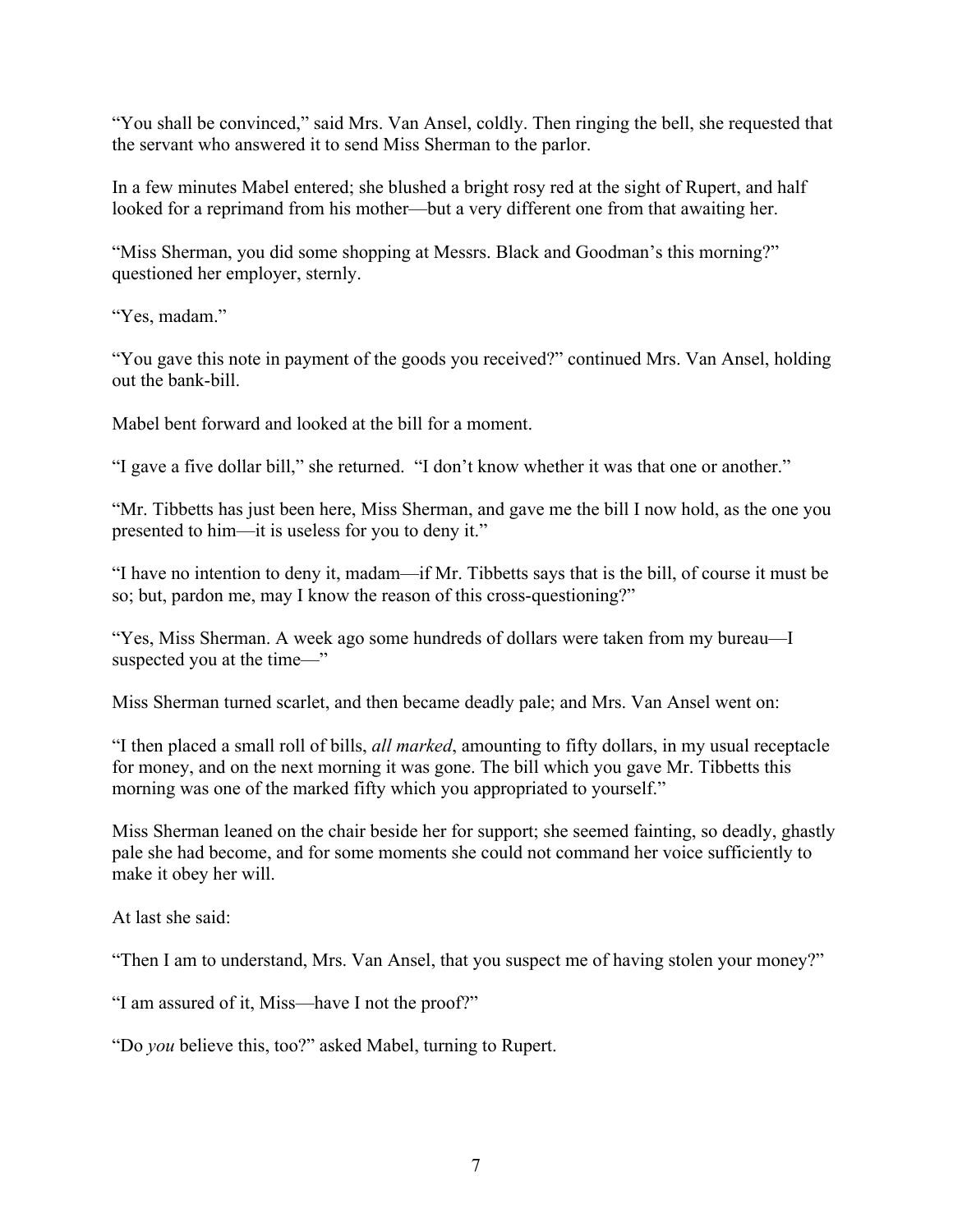"You shall be convinced," said Mrs. Van Ansel, coldly. Then ringing the bell, she requested that the servant who answered it to send Miss Sherman to the parlor.

In a few minutes Mabel entered; she blushed a bright rosy red at the sight of Rupert, and half looked for a reprimand from his mother—but a very different one from that awaiting her.

"Miss Sherman, you did some shopping at Messrs. Black and Goodman's this morning?" questioned her employer, sternly.

"Yes, madam."

"You gave this note in payment of the goods you received?" continued Mrs. Van Ansel, holding out the bank-bill.

Mabel bent forward and looked at the bill for a moment.

"I gave a five dollar bill," she returned. "I don't know whether it was that one or another."

"Mr. Tibbetts has just been here, Miss Sherman, and gave me the bill I now hold, as the one you presented to him—it is useless for you to deny it."

"I have no intention to deny it, madam—if Mr. Tibbetts says that is the bill, of course it must be so; but, pardon me, may I know the reason of this cross-questioning?"

"Yes, Miss Sherman. A week ago some hundreds of dollars were taken from my bureau—I suspected you at the time—"

Miss Sherman turned scarlet, and then became deadly pale; and Mrs. Van Ansel went on:

"I then placed a small roll of bills, *all marked*, amounting to fifty dollars, in my usual receptacle for money, and on the next morning it was gone. The bill which you gave Mr. Tibbetts this morning was one of the marked fifty which you appropriated to yourself."

Miss Sherman leaned on the chair beside her for support; she seemed fainting, so deadly, ghastly pale she had become, and for some moments she could not command her voice sufficiently to make it obey her will.

At last she said:

"Then I am to understand, Mrs. Van Ansel, that you suspect me of having stolen your money?"

"I am assured of it, Miss—have I not the proof?"

"Do *you* believe this, too?" asked Mabel, turning to Rupert.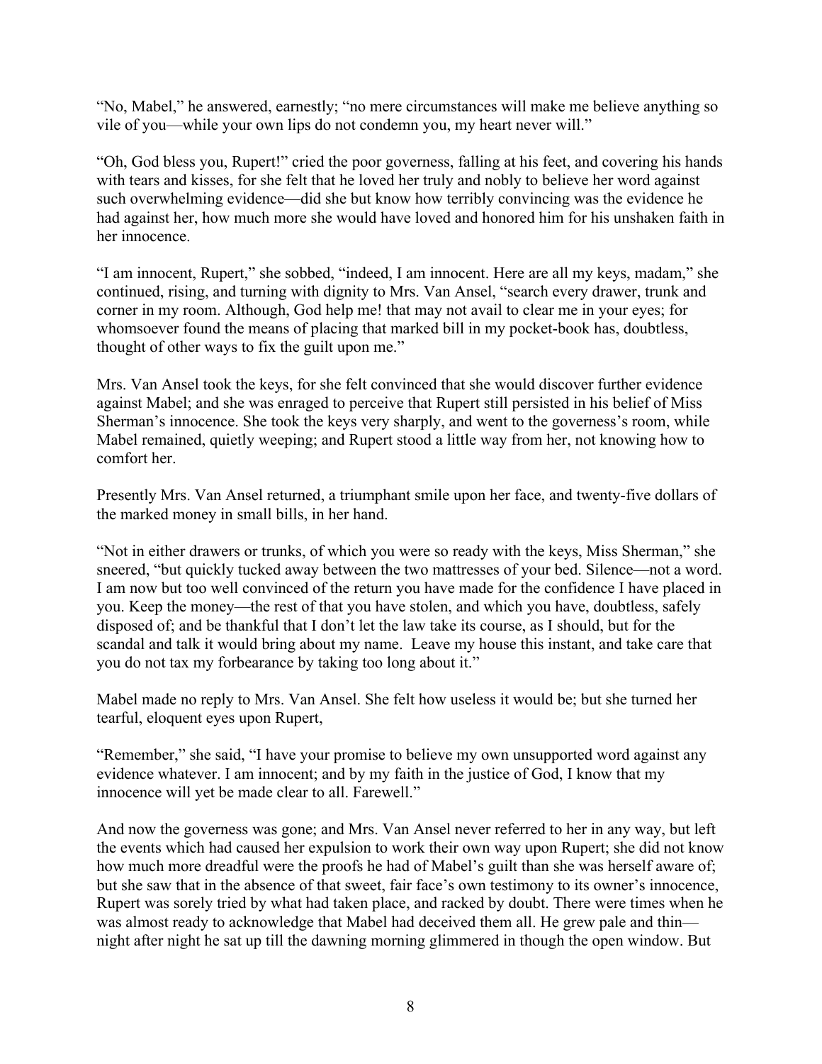"No, Mabel," he answered, earnestly; "no mere circumstances will make me believe anything so vile of you—while your own lips do not condemn you, my heart never will."

"Oh, God bless you, Rupert!" cried the poor governess, falling at his feet, and covering his hands with tears and kisses, for she felt that he loved her truly and nobly to believe her word against such overwhelming evidence—did she but know how terribly convincing was the evidence he had against her, how much more she would have loved and honored him for his unshaken faith in her innocence.

"I am innocent, Rupert," she sobbed, "indeed, I am innocent. Here are all my keys, madam," she continued, rising, and turning with dignity to Mrs. Van Ansel, "search every drawer, trunk and corner in my room. Although, God help me! that may not avail to clear me in your eyes; for whomsoever found the means of placing that marked bill in my pocket-book has, doubtless, thought of other ways to fix the guilt upon me."

Mrs. Van Ansel took the keys, for she felt convinced that she would discover further evidence against Mabel; and she was enraged to perceive that Rupert still persisted in his belief of Miss Sherman's innocence. She took the keys very sharply, and went to the governess's room, while Mabel remained, quietly weeping; and Rupert stood a little way from her, not knowing how to comfort her.

Presently Mrs. Van Ansel returned, a triumphant smile upon her face, and twenty-five dollars of the marked money in small bills, in her hand.

"Not in either drawers or trunks, of which you were so ready with the keys, Miss Sherman," she sneered, "but quickly tucked away between the two mattresses of your bed. Silence—not a word. I am now but too well convinced of the return you have made for the confidence I have placed in you. Keep the money—the rest of that you have stolen, and which you have, doubtless, safely disposed of; and be thankful that I don't let the law take its course, as I should, but for the scandal and talk it would bring about my name. Leave my house this instant, and take care that you do not tax my forbearance by taking too long about it."

Mabel made no reply to Mrs. Van Ansel. She felt how useless it would be; but she turned her tearful, eloquent eyes upon Rupert,

"Remember," she said, "I have your promise to believe my own unsupported word against any evidence whatever. I am innocent; and by my faith in the justice of God, I know that my innocence will yet be made clear to all. Farewell."

And now the governess was gone; and Mrs. Van Ansel never referred to her in any way, but left the events which had caused her expulsion to work their own way upon Rupert; she did not know how much more dreadful were the proofs he had of Mabel's guilt than she was herself aware of; but she saw that in the absence of that sweet, fair face's own testimony to its owner's innocence, Rupert was sorely tried by what had taken place, and racked by doubt. There were times when he was almost ready to acknowledge that Mabel had deceived them all. He grew pale and thin—night after night he sat up till the dawning morning glimmered in though the open window. But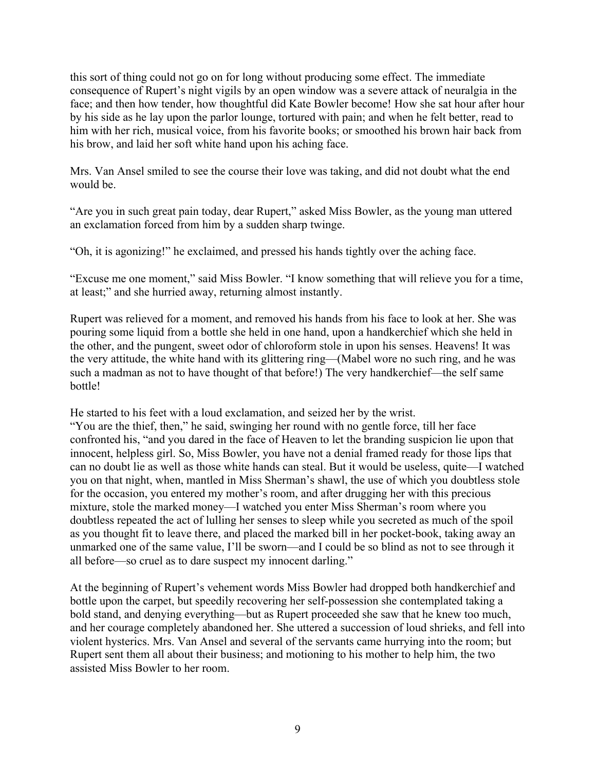this sort of thing could not go on for long without producing some effect. The immediate consequence of Rupert's night vigils by an open window was a severe attack of neuralgia in the face; and then how tender, how thoughtful did Kate Bowler become! How she sat hour after hour by his side as he lay upon the parlor lounge, tortured with pain; and when he felt better, read to him with her rich, musical voice, from his favorite books; or smoothed his brown hair back from his brow, and laid her soft white hand upon his aching face.

Mrs. Van Ansel smiled to see the course their love was taking, and did not doubt what the end would be.

"Are you in such great pain today, dear Rupert," asked Miss Bowler, as the young man uttered an exclamation forced from him by a sudden sharp twinge.

"Oh, it is agonizing!" he exclaimed, and pressed his hands tightly over the aching face.

"Excuse me one moment," said Miss Bowler. "I know something that will relieve you for a time, at least;" and she hurried away, returning almost instantly.

Rupert was relieved for a moment, and removed his hands from his face to look at her. She was pouring some liquid from a bottle she held in one hand, upon a handkerchief which she held in the other, and the pungent, sweet odor of chloroform stole in upon his senses. Heavens! It was the very attitude, the white hand with its glittering ring—(Mabel wore no such ring, and he was such a madman as not to have thought of that before!) The very handkerchief—the self same bottle!

He started to his feet with a loud exclamation, and seized her by the wrist.
"You are the thief, then," he said, swinging her round with no gentle force, till her face confronted his, "and you dared in the face of Heaven to let the branding suspicion lie upon that innocent, helpless girl. So, Miss Bowler, you have not a denial framed ready for those lips that can no doubt lie as well as those white hands can steal. But it would be useless, quite—I watched you on that night, when, mantled in Miss Sherman's shawl, the use of which you doubtless stole for the occasion, you entered my mother's room, and after drugging her with this precious mixture, stole the marked money—I watched you enter Miss Sherman's room where you doubtless repeated the act of lulling her senses to sleep while you secreted as much of the spoil as you thought fit to leave there, and placed the marked bill in her pocket-book, taking away an unmarked one of the same value, I'll be sworn—and I could be so blind as not to see through it all before—so cruel as to dare suspect my innocent darling."

At the beginning of Rupert's vehement words Miss Bowler had dropped both handkerchief and bottle upon the carpet, but speedily recovering her self-possession she contemplated taking a bold stand, and denying everything—but as Rupert proceeded she saw that he knew too much, and her courage completely abandoned her. She uttered a succession of loud shrieks, and fell into violent hysterics. Mrs. Van Ansel and several of the servants came hurrying into the room; but Rupert sent them all about their business; and motioning to his mother to help him, the two assisted Miss Bowler to her room.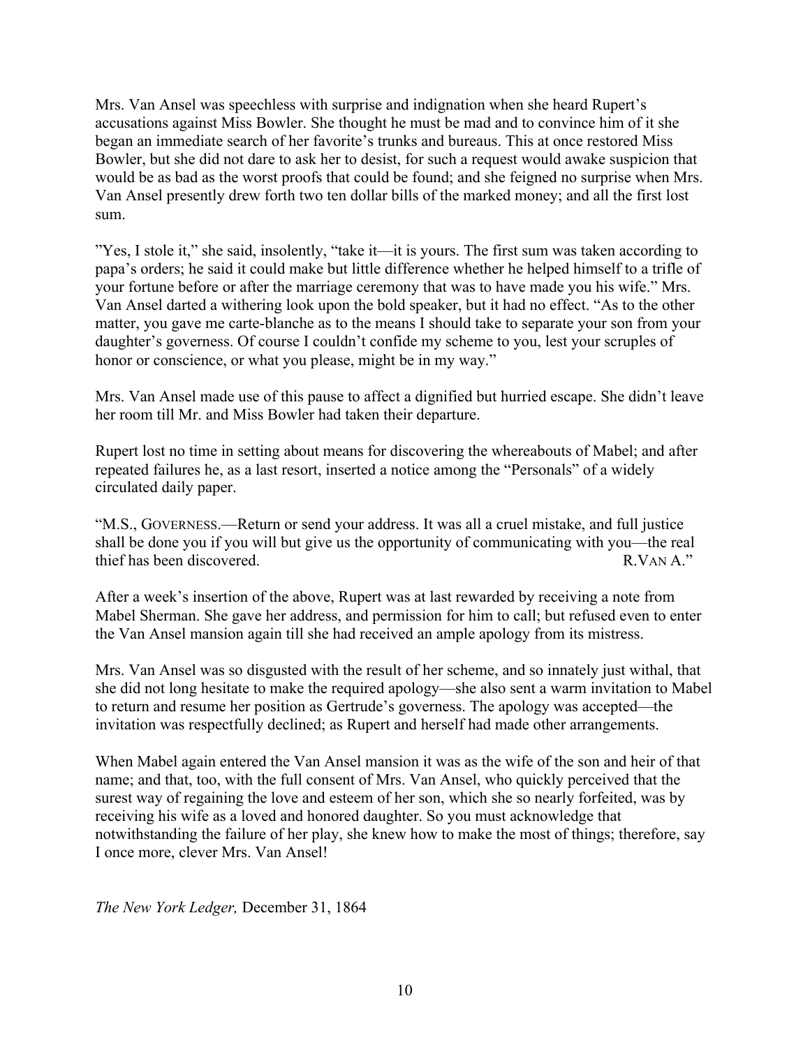Mrs. Van Ansel was speechless with surprise and indignation when she heard Rupert's accusations against Miss Bowler. She thought he must be mad and to convince him of it she began an immediate search of her favorite's trunks and bureaus. This at once restored Miss Bowler, but she did not dare to ask her to desist, for such a request would awake suspicion that would be as bad as the worst proofs that could be found; and she feigned no surprise when Mrs. Van Ansel presently drew forth two ten dollar bills of the marked money; and all the first lost sum.

"Yes, I stole it," she said, insolently, "take it—it is yours. The first sum was taken according to papa's orders; he said it could make but little difference whether he helped himself to a trifle of your fortune before or after the marriage ceremony that was to have made you his wife." Mrs. Van Ansel darted a withering look upon the bold speaker, but it had no effect. "As to the other matter, you gave me carte-blanche as to the means I should take to separate your son from your daughter's governess. Of course I couldn't confide my scheme to you, lest your scruples of honor or conscience, or what you please, might be in my way."

Mrs. Van Ansel made use of this pause to affect a dignified but hurried escape. She didn't leave her room till Mr. and Miss Bowler had taken their departure.

Rupert lost no time in setting about means for discovering the whereabouts of Mabel; and after repeated failures he, as a last resort, inserted a notice among the "Personals" of a widely circulated daily paper.

"M.S., GOVERNESS.—Return or send your address. It was all a cruel mistake, and full justice shall be done you if you will but give us the opportunity of communicating with you—the real thief has been discovered. R.VAN A."

After a week's insertion of the above, Rupert was at last rewarded by receiving a note from Mabel Sherman. She gave her address, and permission for him to call; but refused even to enter the Van Ansel mansion again till she had received an ample apology from its mistress.

Mrs. Van Ansel was so disgusted with the result of her scheme, and so innately just withal, that she did not long hesitate to make the required apology—she also sent a warm invitation to Mabel to return and resume her position as Gertrude's governess. The apology was accepted—the invitation was respectfully declined; as Rupert and herself had made other arrangements.

When Mabel again entered the Van Ansel mansion it was as the wife of the son and heir of that name; and that, too, with the full consent of Mrs. Van Ansel, who quickly perceived that the surest way of regaining the love and esteem of her son, which she so nearly forfeited, was by receiving his wife as a loved and honored daughter. So you must acknowledge that notwithstanding the failure of her play, she knew how to make the most of things; therefore, say I once more, clever Mrs. Van Ansel!

*The New York Ledger,* December 31, 1864